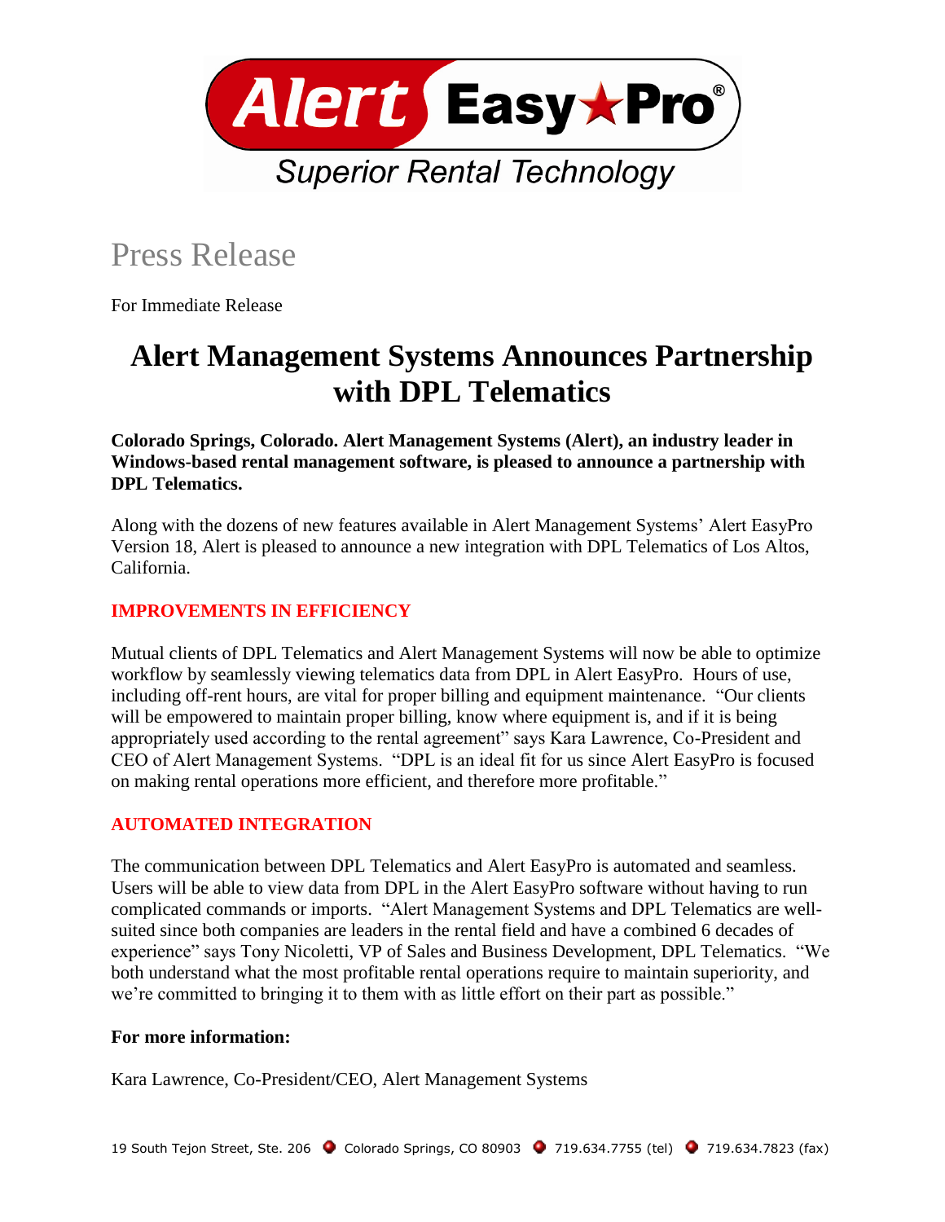Alert Easy★Pro®

Superior Rental Technology

# Press Release

For Immediate Release

## Alert Management Systems Announces Partnership with DPL Telematics

**Colorado Springs, Colorado. Alert Management Systems (Alert), an industry leader in Windows-based rental management software, is pleased to announce a partnership with DPL Telematics.**

Along with the dozens of new features available in Alert Management Systems' Alert EasyPro Version 18, Alert is pleased to announce a new integration with DPL Telematics of Los Altos, California.

### IMPROVEMENTS IN EFFICIENCY

Mutual clients of DPL Telematics and Alert Management Systems will now be able to optimize workflow by seamlessly viewing telematics data from DPL in Alert EasyPro. Hours of use, including off-rent hours, are vital for proper billing and equipment maintenance. "Our clients will be empowered to maintain proper billing, know where equipment is, and if it is being appropriately used according to the rental agreement" says Kara Lawrence, Co-President and CEO of Alert Management Systems. "DPL is an ideal fit for us since Alert EasyPro is focused on making rental operations more efficient, and therefore more profitable."

### AUTOMATED INTEGRATION

The communication between DPL Telematics and Alert EasyPro is automated and seamless. Users will be able to view data from DPL in the Alert EasyPro software without having to run complicated commands or imports. "Alert Management Systems and DPL Telematics are well-suited since both companies are leaders in the rental field and have a combined 6 decades of experience" says Tony Nicoletti, VP of Sales and Business Development, DPL Telematics. "We both understand what the most profitable rental operations require to maintain superiority, and we're committed to bringing it to them with as little effort on their part as possible."

**For more information:**

Kara Lawrence, Co-President/CEO, Alert Management Systems

19 South Tejon Street, Ste. 206 • Colorado Springs, CO 80903 • 719.634.7755 (tel) • 719.634.7823 (fax)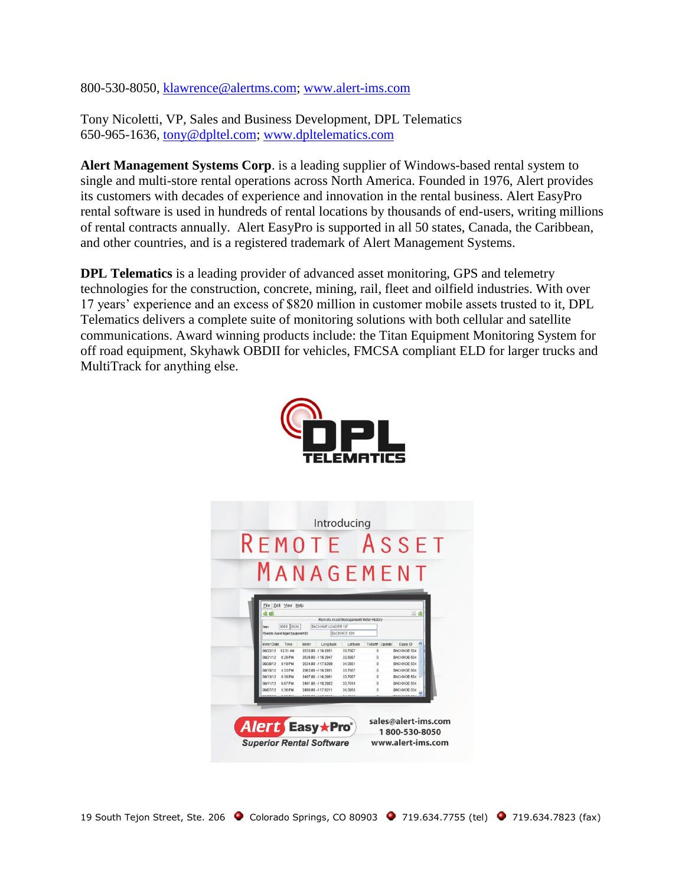800-530-8050, klawrence@alertms.com; www.alert-ims.com

Tony Nicoletti, VP, Sales and Business Development, DPL Telematics
650-965-1636, tony@dpltel.com; www.dpltelematics.com

**Alert Management Systems Corp**. is a leading supplier of Windows-based rental system to single and multi-store rental operations across North America. Founded in 1976, Alert provides its customers with decades of experience and innovation in the rental business. Alert EasyPro rental software is used in hundreds of rental locations by thousands of end-users, writing millions of rental contracts annually. Alert EasyPro is supported in all 50 states, Canada, the Caribbean, and other countries, and is a registered trademark of Alert Management Systems.

**DPL Telematics** is a leading provider of advanced asset monitoring, GPS and telemetry technologies for the construction, concrete, mining, rail, fleet and oilfield industries. With over 17 years' experience and an excess of $820 million in customer mobile assets trusted to it, DPL Telematics delivers a complete suite of monitoring solutions with both cellular and satellite communications. Award winning products include: the Titan Equipment Monitoring System for off road equipment, Skyhawk OBDII for vehicles, FMCSA compliant ELD for larger trucks and MultiTrack for anything else.

19 South Tejon Street, Ste. 206 • Colorado Springs, CO 80903 • 719.634.7755 (tel) • 719.634.7823 (fax)